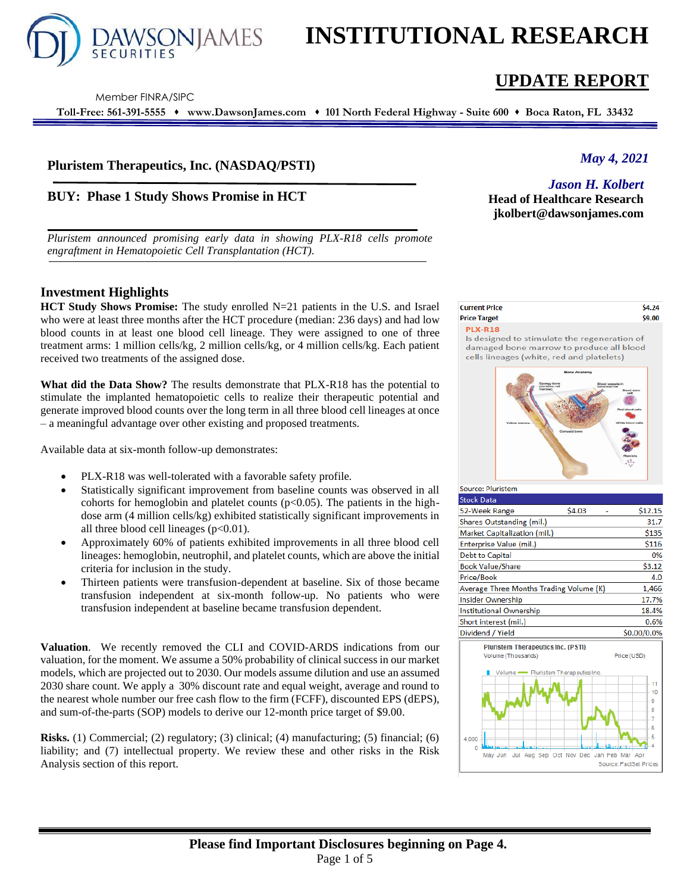# INSTITUTIONAL RESEARCH

## UPDATE REPORT

DAWSON JAMES SECURITIES
Member FINRA/SIPC

**Toll-Free: 561-391-5555 ♦ www.DawsonJames.com ♦ 101 North Federal Highway - Suite 600 ♦ Boca Raton, FL 33432**

*May 4, 2021*

***Jason H. Kolbert***
**Head of Healthcare Research**
**jkolbert@dawsonjames.com**

### Pluristem Therapeutics, Inc. (NASDAQ/PSTI)

### BUY: Phase 1 Study Shows Promise in HCT

*Pluristem announced promising early data in showing PLX-R18 cells promote engraftment in Hematopoietic Cell Transplantation (HCT).*

## Investment Highlights

**HCT Study Shows Promise:** The study enrolled N=21 patients in the U.S. and Israel who were at least three months after the HCT procedure (median: 236 days) and had low blood counts in at least one blood cell lineage. They were assigned to one of three treatment arms: 1 million cells/kg, 2 million cells/kg, or 4 million cells/kg. Each patient received two treatments of the assigned dose.

**What did the Data Show?** The results demonstrate that PLX-R18 has the potential to stimulate the implanted hematopoietic cells to realize their therapeutic potential and generate improved blood counts over the long term in all three blood cell lineages at once – a meaningful advantage over other existing and proposed treatments.

Available data at six-month follow-up demonstrates:

- PLX-R18 was well-tolerated with a favorable safety profile.
- Statistically significant improvement from baseline counts was observed in all cohorts for hemoglobin and platelet counts ($p<0.05$). The patients in the high-dose arm (4 million cells/kg) exhibited statistically significant improvements in all three blood cell lineages ($p<0.01$).
- Approximately 60% of patients exhibited improvements in all three blood cell lineages: hemoglobin, neutrophil, and platelet counts, which are above the initial criteria for inclusion in the study.
- Thirteen patients were transfusion-dependent at baseline. Six of those became transfusion independent at six-month follow-up. No patients who were transfusion independent at baseline became transfusion dependent.

**Valuation**. We recently removed the CLI and COVID-ARDS indications from our valuation, for the moment. We assume a 50% probability of clinical success in our market models, which are projected out to 2030. Our models assume dilution and use an assumed 2030 share count. We apply a 30% discount rate and equal weight, average and round to the nearest whole number our free cash flow to the firm (FCFF), discounted EPS (dEPS), and sum-of-the-parts (SOP) models to derive our 12-month price target of $9.00.

**Risks.** (1) Commercial; (2) regulatory; (3) clinical; (4) manufacturing; (5) financial; (6) liability; and (7) intellectual property. We review these and other risks in the Risk Analysis section of this report.

| | |
|---|---|
| **Current Price** | **$4.24** |
| **Price Target** | **$9.00** |

**PLX-R18**
Is designed to stimulate the regeneration of damaged bone marrow to produce all blood cells lineages (white, red and platelets)

Source: Pluristem

| Stock Data | | |
|---|---|---|
| 52-Week Range | $4.03 - | $12.15 |
| Shares Outstanding (mil.) | | 31.7 |
| Market Capitalization (mil.) | | $135 |
| Enterprise Value (mil.) | | $116 |
| Debt to Capital | | 0% |
| Book Value/Share | | $3.12 |
| Price/Book | | 4.0 |
| Average Three Months Trading Volume (K) | | 1,466 |
| Insider Ownership | | 17.7% |
| Institutional Ownership | | 18.4% |
| Short interest (mil.) | | 0.6% |
| Dividend / Yield | | $0.00/0.0% |

Pluristem Therapeutics Inc. (PSTI)
Source: FactSet Prices

**Please find Important Disclosures beginning on Page 4.**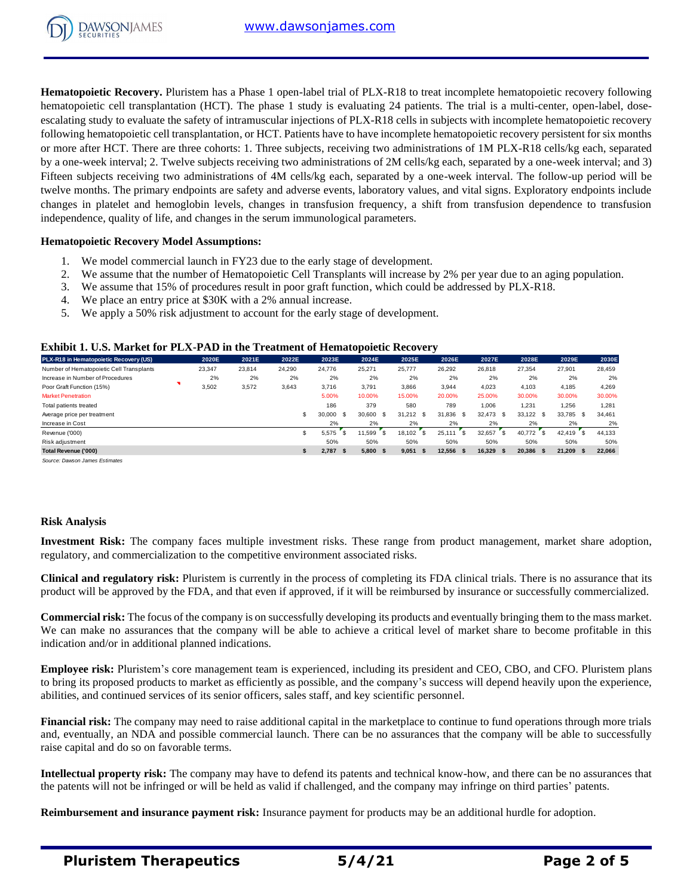**Hematopoietic Recovery.** Pluristem has a Phase 1 open-label trial of PLX-R18 to treat incomplete hematopoietic recovery following hematopoietic cell transplantation (HCT). The phase 1 study is evaluating 24 patients. The trial is a multi-center, open-label, dose-escalating study to evaluate the safety of intramuscular injections of PLX-R18 cells in subjects with incomplete hematopoietic recovery following hematopoietic cell transplantation, or HCT. Patients have to have incomplete hematopoietic recovery persistent for six months or more after HCT. There are three cohorts: 1. Three subjects, receiving two administrations of 1M PLX-R18 cells/kg each, separated by a one-week interval; 2. Twelve subjects receiving two administrations of 2M cells/kg each, separated by a one-week interval; and 3) Fifteen subjects receiving two administrations of 4M cells/kg each, separated by a one-week interval. The follow-up period will be twelve months. The primary endpoints are safety and adverse events, laboratory values, and vital signs. Exploratory endpoints include changes in platelet and hemoglobin levels, changes in transfusion frequency, a shift from transfusion dependence to transfusion independence, quality of life, and changes in the serum immunological parameters.

**Hematopoietic Recovery Model Assumptions:**

1. We model commercial launch in FY23 due to the early stage of development.
2. We assume that the number of Hematopoietic Cell Transplants will increase by 2% per year due to an aging population.
3. We assume that 15% of procedures result in poor graft function, which could be addressed by PLX-R18.
4. We place an entry price at $30K with a 2% annual increase.
5. We apply a 50% risk adjustment to account for the early stage of development.

**Exhibit 1. U.S. Market for PLX-PAD in the Treatment of Hematopoietic Recovery**

| PLX-R18 in Hematopoietic Recovery (US) | 2020E | 2021E | 2022E | 2023E | 2024E | 2025E | 2026E | 2027E | 2028E | 2029E | 2030E |
|---|---|---|---|---|---|---|---|---|---|---|---|
| Number of Hematopoietic Cell Transplants | 23,347 | 23,814 | 24,290 | 24,776 | 25,271 | 25,777 | 26,292 | 26,818 | 27,354 | 27,901 | 28,459 |
| Increase in Number of Procedures | 2% | 2% | 2% | 2% | 2% | 2% | 2% | 2% | 2% | 2% | 2% |
| Poor Graft Function (15%) | 3,502 | 3,572 | 3,643 | 3,716 | 3,791 | 3,866 | 3,944 | 4,023 | 4,103 | 4,185 | 4,269 |
| Market Penetration | | | | 5.00% | 10.00% | 15.00% | 20.00% | 25.00% | 30.00% | 30.00% | 30.00% |
| Total patients treated | | | | 186 | 379 | 580 | 789 | 1,006 | 1,231 | 1,256 | 1,281 |
| Average price per treatment | | | | $ 30,000 | $ 30,600 | $ 31,212 | $ 31,836 | $ 32,473 | $ 33,122 | $ 33,785 | $ 34,461 |
| Increase in Cost | | | | 2% | 2% | 2% | 2% | 2% | 2% | 2% | 2% |
| Revenue ('000) | | | | $ 5,575 | $ 11,599 | $ 18,102 | $ 25,111 | $ 32,657 | $ 40,772 | $ 42,419 | $ 44,133 |
| Risk adjustment | | | | 50% | 50% | 50% | 50% | 50% | 50% | 50% | 50% |
| **Total Revenue ('000)** | | | | **$ 2,787** | **$ 5,800** | **$ 9,051** | **$ 12,556** | **$ 16,329** | **$ 20,386** | **$ 21,209** | **$ 22,066** |

*Source: Dawson James Estimates*

## Risk Analysis

**Investment Risk:** The company faces multiple investment risks. These range from product management, market share adoption, regulatory, and commercialization to the competitive environment associated risks.

**Clinical and regulatory risk:** Pluristem is currently in the process of completing its FDA clinical trials. There is no assurance that its product will be approved by the FDA, and that even if approved, if it will be reimbursed by insurance or successfully commercialized.

**Commercial risk:** The focus of the company is on successfully developing its products and eventually bringing them to the mass market. We can make no assurances that the company will be able to achieve a critical level of market share to become profitable in this indication and/or in additional planned indications.

**Employee risk:** Pluristem's core management team is experienced, including its president and CEO, CBO, and CFO. Pluristem plans to bring its proposed products to market as efficiently as possible, and the company's success will depend heavily upon the experience, abilities, and continued services of its senior officers, sales staff, and key scientific personnel.

**Financial risk:** The company may need to raise additional capital in the marketplace to continue to fund operations through more trials and, eventually, an NDA and possible commercial launch. There can be no assurances that the company will be able to successfully raise capital and do so on favorable terms.

**Intellectual property risk:** The company may have to defend its patents and technical know-how, and there can be no assurances that the patents will not be infringed or will be held as valid if challenged, and the company may infringe on third parties' patents.

**Reimbursement and insurance payment risk:** Insurance payment for products may be an additional hurdle for adoption.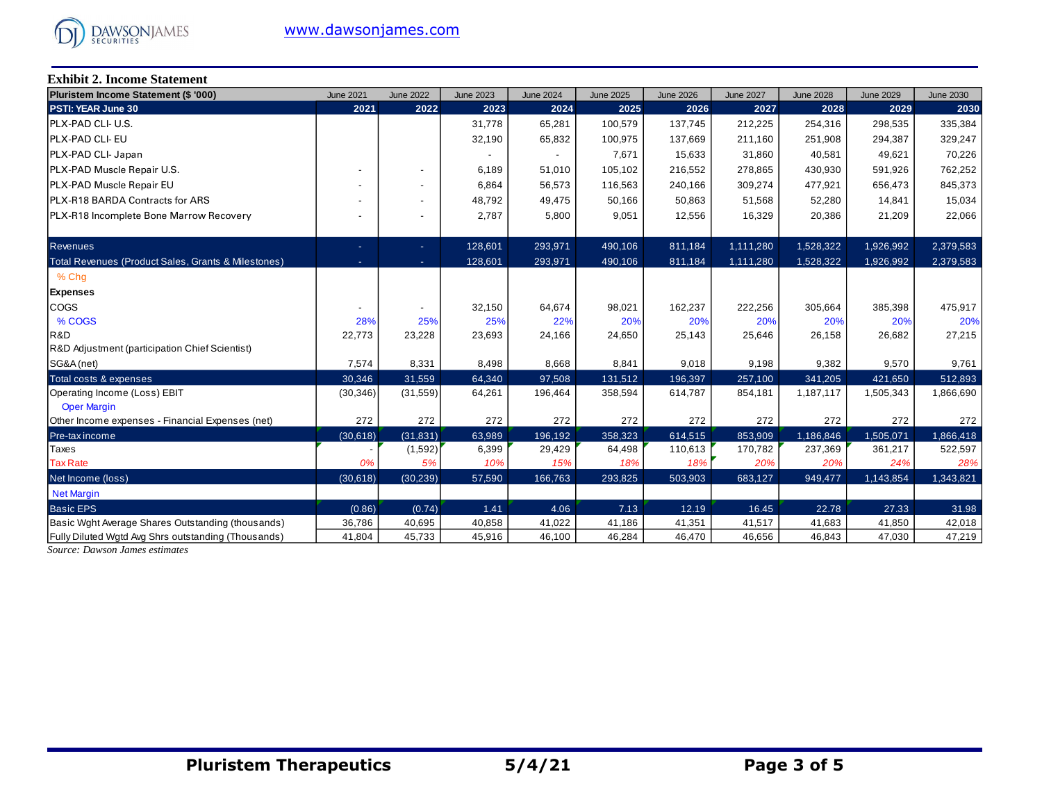**Exhibit 2. Income Statement**

| Pluristem Income Statement ($ '000) | June 2021 | June 2022 | June 2023 | June 2024 | June 2025 | June 2026 | June 2027 | June 2028 | June 2029 | June 2030 |
|---|---|---|---|---|---|---|---|---|---|---|
| PSTI: YEAR June 30 | 2021 | 2022 | 2023 | 2024 | 2025 | 2026 | 2027 | 2028 | 2029 | 2030 |
| PLX-PAD CLI- U.S. | | | 31,778 | 65,281 | 100,579 | 137,745 | 212,225 | 254,316 | 298,535 | 335,384 |
| PLX-PAD CLI- EU | | | 32,190 | 65,832 | 100,975 | 137,669 | 211,160 | 251,908 | 294,387 | 329,247 |
| PLX-PAD CLI- Japan | | | - | - | 7,671 | 15,633 | 31,860 | 40,581 | 49,621 | 70,226 |
| PLX-PAD Muscle Repair U.S. | - | - | 6,189 | 51,010 | 105,102 | 216,552 | 278,865 | 430,930 | 591,926 | 762,252 |
| PLX-PAD Muscle Repair EU | - | - | 6,864 | 56,573 | 116,563 | 240,166 | 309,274 | 477,921 | 656,473 | 845,373 |
| PLX-R18 BARDA Contracts for ARS | - | - | 48,792 | 49,475 | 50,166 | 50,863 | 51,568 | 52,280 | 14,841 | 15,034 |
| PLX-R18 Incomplete Bone Marrow Recovery | - | - | 2,787 | 5,800 | 9,051 | 12,556 | 16,329 | 20,386 | 21,209 | 22,066 |
| Revenues | - | - | 128,601 | 293,971 | 490,106 | 811,184 | 1,111,280 | 1,528,322 | 1,926,992 | 2,379,583 |
| Total Revenues (Product Sales, Grants & Milestones) | - | - | 128,601 | 293,971 | 490,106 | 811,184 | 1,111,280 | 1,528,322 | 1,926,992 | 2,379,583 |
| % Chg | | | | | | | | | | |
| **Expenses** | | | | | | | | | | |
| COGS | - | - | 32,150 | 64,674 | 98,021 | 162,237 | 222,256 | 305,664 | 385,398 | 475,917 |
| % COGS | 28% | 25% | 25% | 22% | 20% | 20% | 20% | 20% | 20% | 20% |
| R&D | 22,773 | 23,228 | 23,693 | 24,166 | 24,650 | 25,143 | 25,646 | 26,158 | 26,682 | 27,215 |
| R&D Adjustment (participation Chief Scientist) | | | | | | | | | | |
| SG&A (net) | 7,574 | 8,331 | 8,498 | 8,668 | 8,841 | 9,018 | 9,198 | 9,382 | 9,570 | 9,761 |
| Total costs & expenses | 30,346 | 31,559 | 64,340 | 97,508 | 131,512 | 196,397 | 257,100 | 341,205 | 421,650 | 512,893 |
| Operating Income (Loss) EBIT | (30,346) | (31,559) | 64,261 | 196,464 | 358,594 | 614,787 | 854,181 | 1,187,117 | 1,505,343 | 1,866,690 |
| Oper Margin | | | | | | | | | | |
| Other Income expenses - Financial Expenses (net) | 272 | 272 | 272 | 272 | 272 | 272 | 272 | 272 | 272 | 272 |
| Pre-tax income | (30,618) | (31,831) | 63,989 | 196,192 | 358,323 | 614,515 | 853,909 | 1,186,846 | 1,505,071 | 1,866,418 |
| Taxes | - | (1,592) | 6,399 | 29,429 | 64,498 | 110,613 | 170,782 | 237,369 | 361,217 | 522,597 |
| Tax Rate | 0% | 5% | 10% | 15% | 18% | 18% | 20% | 20% | 24% | 28% |
| Net Income (loss) | (30,618) | (30,239) | 57,590 | 166,763 | 293,825 | 503,903 | 683,127 | 949,477 | 1,143,854 | 1,343,821 |
| Net Margin | | | | | | | | | | |
| Basic EPS | (0.86) | (0.74) | 1.41 | 4.06 | 7.13 | 12.19 | 16.45 | 22.78 | 27.33 | 31.98 |
| Basic Wght Average Shares Outstanding (thousands) | 36,786 | 40,695 | 40,858 | 41,022 | 41,186 | 41,351 | 41,517 | 41,683 | 41,850 | 42,018 |
| Fully Diluted Wgtd Avg Shrs outstanding (Thousands) | 41,804 | 45,733 | 45,916 | 46,100 | 46,284 | 46,470 | 46,656 | 46,843 | 47,030 | 47,219 |

*Source: Dawson James estimates*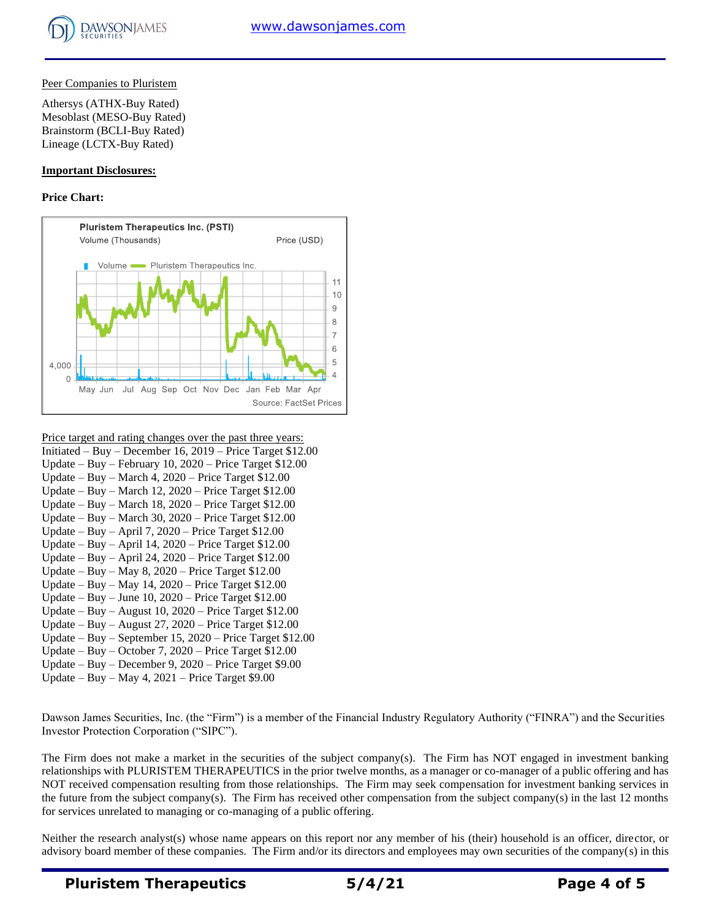Peer Companies to Pluristem

Athersys (ATHX-Buy Rated)
Mesoblast (MESO-Buy Rated)
Brainstorm (BCLI-Buy Rated)
Lineage (LCTX-Buy Rated)

**Important Disclosures:**

**Price Chart:**

Plurisem Therapeutics Inc. (PSTI)
Volume (Thousands) Price (USD)
Volume — Pluristem Therapeutics Inc.
Source: FactSet Prices

Price target and rating changes over the past three years:
Initiated – Buy – December 16, 2019 – Price Target $12.00
Update – Buy – February 10, 2020 – Price Target $12.00
Update – Buy – March 4, 2020 – Price Target $12.00
Update – Buy – March 12, 2020 – Price Target $12.00
Update – Buy – March 18, 2020 – Price Target $12.00
Update – Buy – March 30, 2020 – Price Target $12.00
Update – Buy – April 7, 2020 – Price Target $12.00
Update – Buy – April 14, 2020 – Price Target $12.00
Update – Buy – April 24, 2020 – Price Target $12.00
Update – Buy – May 8, 2020 – Price Target $12.00
Update – Buy – May 14, 2020 – Price Target $12.00
Update – Buy – June 10, 2020 – Price Target $12.00
Update – Buy – August 10, 2020 – Price Target $12.00
Update – Buy – August 27, 2020 – Price Target $12.00
Update – Buy – September 15, 2020 – Price Target $12.00
Update – Buy – October 7, 2020 – Price Target $12.00
Update – Buy – December 9, 2020 – Price Target $9.00
Update – Buy – May 4, 2021 – Price Target $9.00

Dawson James Securities, Inc. (the "Firm") is a member of the Financial Industry Regulatory Authority ("FINRA") and the Securities Investor Protection Corporation ("SIPC").

The Firm does not make a market in the securities of the subject company(s). The Firm has NOT engaged in investment banking relationships with PLURISTEM THERAPEUTICS in the prior twelve months, as a manager or co-manager of a public offering and has NOT received compensation resulting from those relationships. The Firm may seek compensation for investment banking services in the future from the subject company(s). The Firm has received other compensation from the subject company(s) in the last 12 months for services unrelated to managing or co-managing of a public offering.

Neither the research analyst(s) whose name appears on this report nor any member of his (their) household is an officer, director, or advisory board member of these companies. The Firm and/or its directors and employees may own securities of the company(s) in this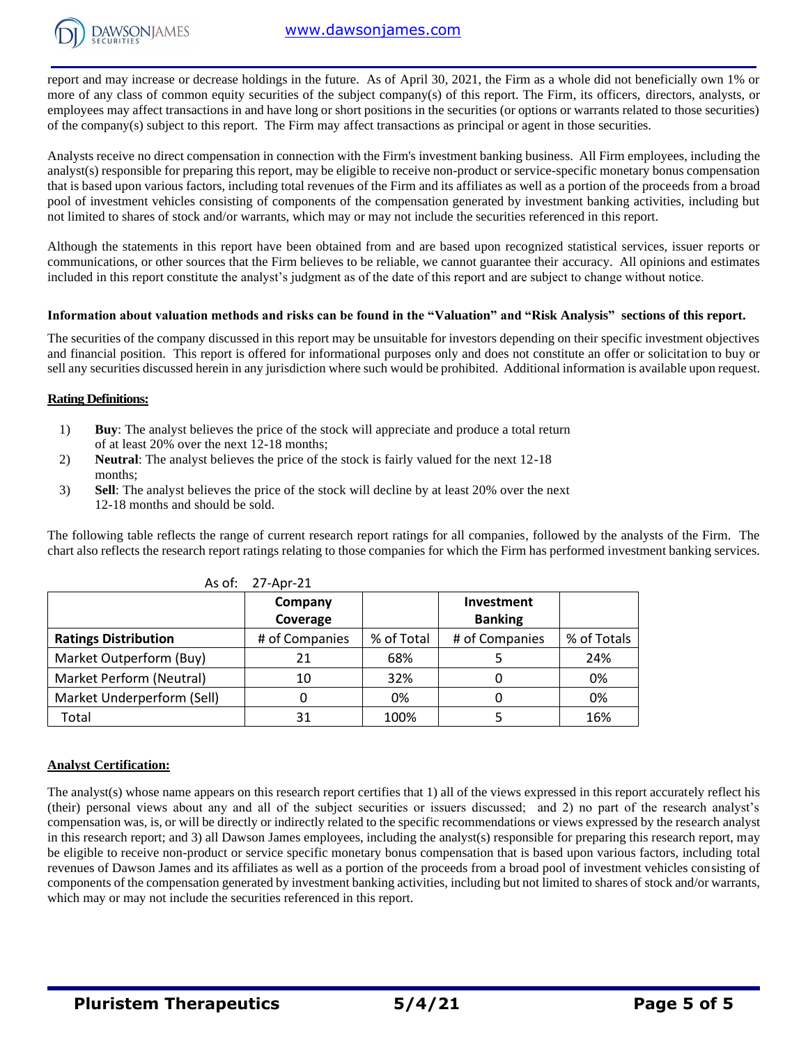report and may increase or decrease holdings in the future. As of April 30, 2021, the Firm as a whole did not beneficially own 1% or more of any class of common equity securities of the subject company(s) of this report. The Firm, its officers, directors, analysts, or employees may affect transactions in and have long or short positions in the securities (or options or warrants related to those securities) of the company(s) subject to this report. The Firm may affect transactions as principal or agent in those securities.

Analysts receive no direct compensation in connection with the Firm's investment banking business. All Firm employees, including the analyst(s) responsible for preparing this report, may be eligible to receive non-product or service-specific monetary bonus compensation that is based upon various factors, including total revenues of the Firm and its affiliates as well as a portion of the proceeds from a broad pool of investment vehicles consisting of components of the compensation generated by investment banking activities, including but not limited to shares of stock and/or warrants, which may or may not include the securities referenced in this report.

Although the statements in this report have been obtained from and are based upon recognized statistical services, issuer reports or communications, or other sources that the Firm believes to be reliable, we cannot guarantee their accuracy. All opinions and estimates included in this report constitute the analyst's judgment as of the date of this report and are subject to change without notice.

**Information about valuation methods and risks can be found in the "Valuation" and "Risk Analysis" sections of this report.**

The securities of the company discussed in this report may be unsuitable for investors depending on their specific investment objectives and financial position. This report is offered for informational purposes only and does not constitute an offer or solicitation to buy or sell any securities discussed herein in any jurisdiction where such would be prohibited. Additional information is available upon request.

**Rating Definitions:**

1) **Buy**: The analyst believes the price of the stock will appreciate and produce a total return of at least 20% over the next 12-18 months;
2) **Neutral**: The analyst believes the price of the stock is fairly valued for the next 12-18 months;
3) **Sell**: The analyst believes the price of the stock will decline by at least 20% over the next 12-18 months and should be sold.

The following table reflects the range of current research report ratings for all companies, followed by the analysts of the Firm. The chart also reflects the research report ratings relating to those companies for which the Firm has performed investment banking services.

As of: 27-Apr-21

| | Company Coverage | | Investment Banking | |
|---|---|---|---|---|
| **Ratings Distribution** | # of Companies | % of Total | # of Companies | % of Totals |
| Market Outperform (Buy) | 21 | 68% | 5 | 24% |
| Market Perform (Neutral) | 10 | 32% | 0 | 0% |
| Market Underperform (Sell) | 0 | 0% | 0 | 0% |
| Total | 31 | 100% | 5 | 16% |

**Analyst Certification:**

The analyst(s) whose name appears on this research report certifies that 1) all of the views expressed in this report accurately reflect his (their) personal views about any and all of the subject securities or issuers discussed; and 2) no part of the research analyst's compensation was, is, or will be directly or indirectly related to the specific recommendations or views expressed by the research analyst in this research report; and 3) all Dawson James employees, including the analyst(s) responsible for preparing this research report, may be eligible to receive non-product or service specific monetary bonus compensation that is based upon various factors, including total revenues of Dawson James and its affiliates as well as a portion of the proceeds from a broad pool of investment vehicles consisting of components of the compensation generated by investment banking activities, including but not limited to shares of stock and/or warrants, which may or may not include the securities referenced in this report.